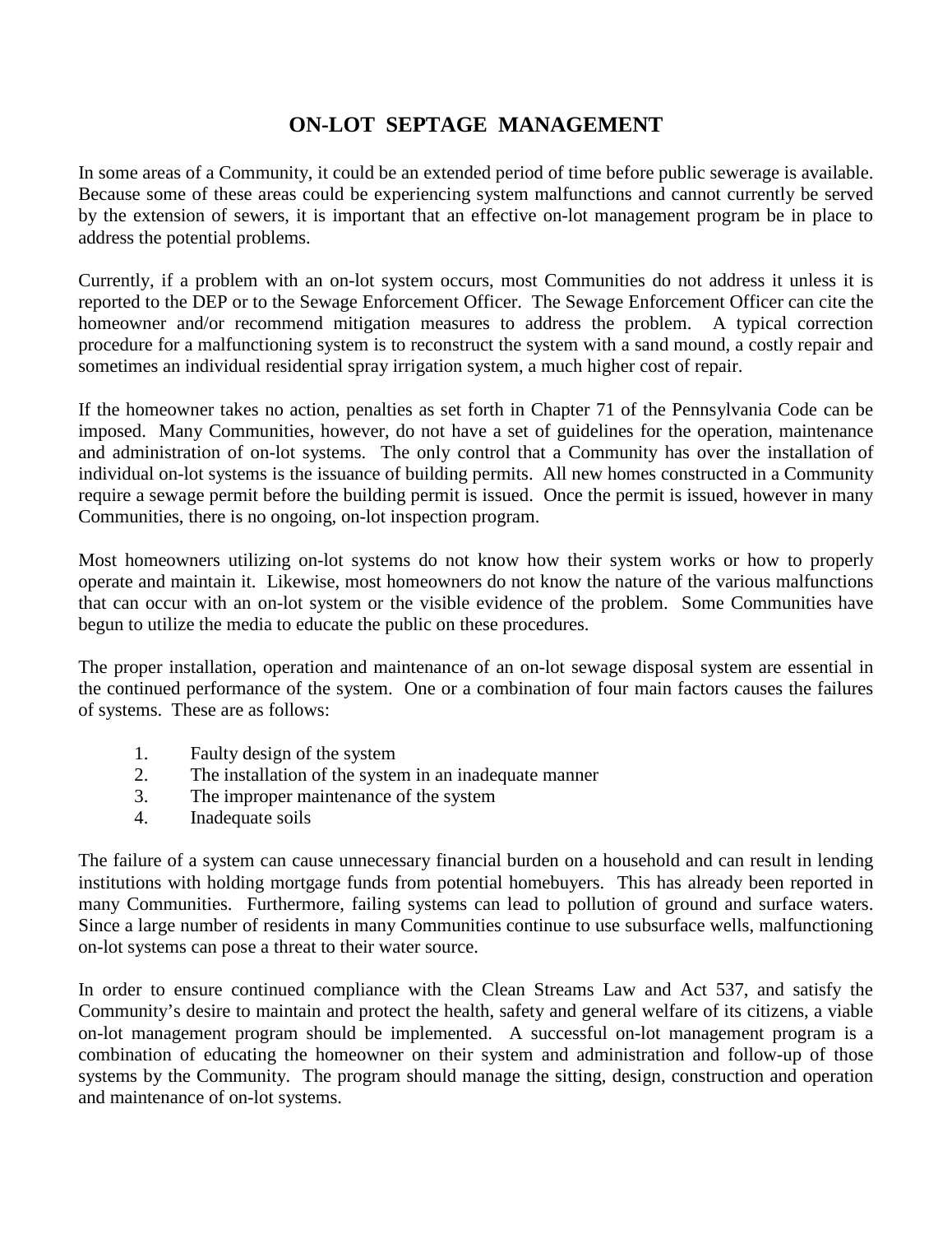# ON-LOT SEPTAGE MANAGEMENT

In some areas of a Community, it could be an extended period of time before public sewerage is available. Because some of these areas could be experiencing system malfunctions and cannot currently be served by the extension of sewers, it is important that an effective on-lot management program be in place to address the potential problems.

Currently, if a problem with an on-lot system occurs, most Communities do not address it unless it is reported to the DEP or to the Sewage Enforcement Officer. The Sewage Enforcement Officer can cite the homeowner and/or recommend mitigation measures to address the problem. A typical correction procedure for a malfunctioning system is to reconstruct the system with a sand mound, a costly repair and sometimes an individual residential spray irrigation system, a much higher cost of repair.

If the homeowner takes no action, penalties as set forth in Chapter 71 of the Pennsylvania Code can be imposed. Many Communities, however, do not have a set of guidelines for the operation, maintenance and administration of on-lot systems. The only control that a Community has over the installation of individual on-lot systems is the issuance of building permits. All new homes constructed in a Community require a sewage permit before the building permit is issued. Once the permit is issued, however in many Communities, there is no ongoing, on-lot inspection program.

Most homeowners utilizing on-lot systems do not know how their system works or how to properly operate and maintain it. Likewise, most homeowners do not know the nature of the various malfunctions that can occur with an on-lot system or the visible evidence of the problem. Some Communities have begun to utilize the media to educate the public on these procedures.

The proper installation, operation and maintenance of an on-lot sewage disposal system are essential in the continued performance of the system. One or a combination of four main factors causes the failures of systems. These are as follows:

1. Faulty design of the system
2. The installation of the system in an inadequate manner
3. The improper maintenance of the system
4. Inadequate soils

The failure of a system can cause unnecessary financial burden on a household and can result in lending institutions with holding mortgage funds from potential homebuyers. This has already been reported in many Communities. Furthermore, failing systems can lead to pollution of ground and surface waters. Since a large number of residents in many Communities continue to use subsurface wells, malfunctioning on-lot systems can pose a threat to their water source.

In order to ensure continued compliance with the Clean Streams Law and Act 537, and satisfy the Community's desire to maintain and protect the health, safety and general welfare of its citizens, a viable on-lot management program should be implemented. A successful on-lot management program is a combination of educating the homeowner on their system and administration and follow-up of those systems by the Community. The program should manage the sitting, design, construction and operation and maintenance of on-lot systems.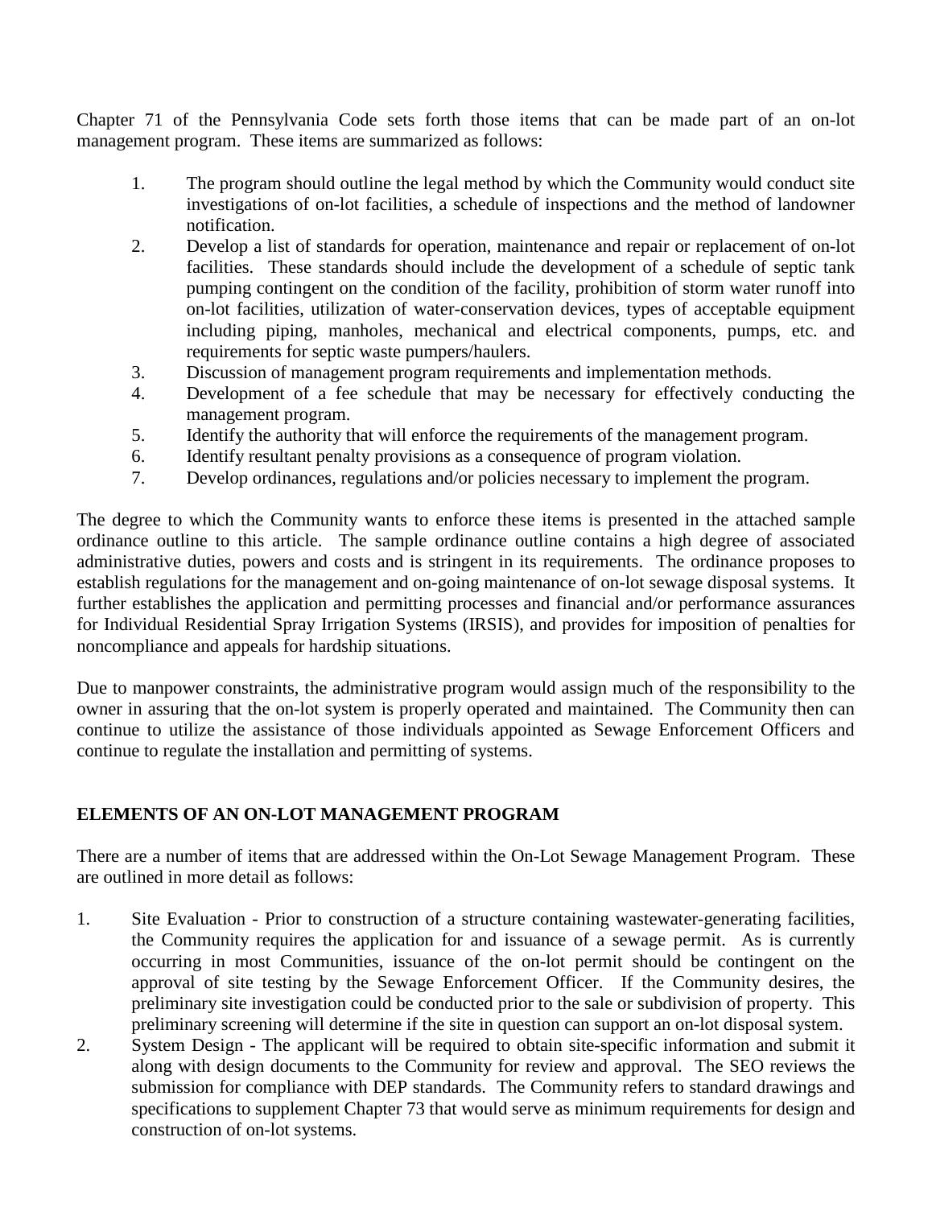Chapter 71 of the Pennsylvania Code sets forth those items that can be made part of an on-lot management program. These items are summarized as follows:

1. The program should outline the legal method by which the Community would conduct site investigations of on-lot facilities, a schedule of inspections and the method of landowner notification.
2. Develop a list of standards for operation, maintenance and repair or replacement of on-lot facilities. These standards should include the development of a schedule of septic tank pumping contingent on the condition of the facility, prohibition of storm water runoff into on-lot facilities, utilization of water-conservation devices, types of acceptable equipment including piping, manholes, mechanical and electrical components, pumps, etc. and requirements for septic waste pumpers/haulers.
3. Discussion of management program requirements and implementation methods.
4. Development of a fee schedule that may be necessary for effectively conducting the management program.
5. Identify the authority that will enforce the requirements of the management program.
6. Identify resultant penalty provisions as a consequence of program violation.
7. Develop ordinances, regulations and/or policies necessary to implement the program.

The degree to which the Community wants to enforce these items is presented in the attached sample ordinance outline to this article. The sample ordinance outline contains a high degree of associated administrative duties, powers and costs and is stringent in its requirements. The ordinance proposes to establish regulations for the management and on-going maintenance of on-lot sewage disposal systems. It further establishes the application and permitting processes and financial and/or performance assurances for Individual Residential Spray Irrigation Systems (IRSIS), and provides for imposition of penalties for noncompliance and appeals for hardship situations.

Due to manpower constraints, the administrative program would assign much of the responsibility to the owner in assuring that the on-lot system is properly operated and maintained. The Community then can continue to utilize the assistance of those individuals appointed as Sewage Enforcement Officers and continue to regulate the installation and permitting of systems.

## ELEMENTS OF AN ON-LOT MANAGEMENT PROGRAM

There are a number of items that are addressed within the On-Lot Sewage Management Program. These are outlined in more detail as follows:

1. Site Evaluation - Prior to construction of a structure containing wastewater-generating facilities, the Community requires the application for and issuance of a sewage permit. As is currently occurring in most Communities, issuance of the on-lot permit should be contingent on the approval of site testing by the Sewage Enforcement Officer. If the Community desires, the preliminary site investigation could be conducted prior to the sale or subdivision of property. This preliminary screening will determine if the site in question can support an on-lot disposal system.
2. System Design - The applicant will be required to obtain site-specific information and submit it along with design documents to the Community for review and approval. The SEO reviews the submission for compliance with DEP standards. The Community refers to standard drawings and specifications to supplement Chapter 73 that would serve as minimum requirements for design and construction of on-lot systems.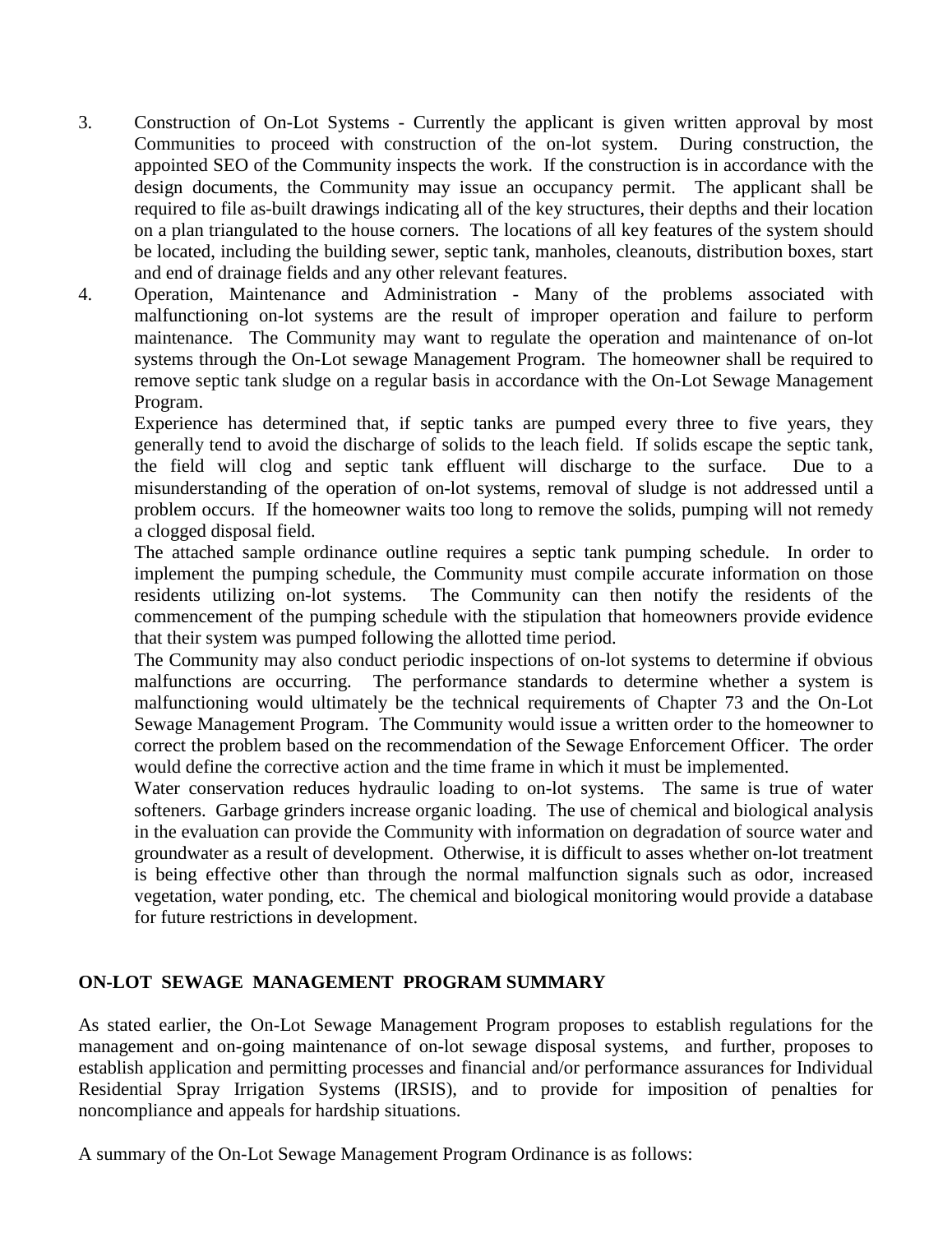3. Construction of On-Lot Systems - Currently the applicant is given written approval by most Communities to proceed with construction of the on-lot system. During construction, the appointed SEO of the Community inspects the work. If the construction is in accordance with the design documents, the Community may issue an occupancy permit. The applicant shall be required to file as-built drawings indicating all of the key structures, their depths and their location on a plan triangulated to the house corners. The locations of all key features of the system should be located, including the building sewer, septic tank, manholes, cleanouts, distribution boxes, start and end of drainage fields and any other relevant features.

4. Operation, Maintenance and Administration - Many of the problems associated with malfunctioning on-lot systems are the result of improper operation and failure to perform maintenance. The Community may want to regulate the operation and maintenance of on-lot systems through the On-Lot sewage Management Program. The homeowner shall be required to remove septic tank sludge on a regular basis in accordance with the On-Lot Sewage Management Program.

   Experience has determined that, if septic tanks are pumped every three to five years, they generally tend to avoid the discharge of solids to the leach field. If solids escape the septic tank, the field will clog and septic tank effluent will discharge to the surface. Due to a misunderstanding of the operation of on-lot systems, removal of sludge is not addressed until a problem occurs. If the homeowner waits too long to remove the solids, pumping will not remedy a clogged disposal field.

   The attached sample ordinance outline requires a septic tank pumping schedule. In order to implement the pumping schedule, the Community must compile accurate information on those residents utilizing on-lot systems. The Community can then notify the residents of the commencement of the pumping schedule with the stipulation that homeowners provide evidence that their system was pumped following the allotted time period.

   The Community may also conduct periodic inspections of on-lot systems to determine if obvious malfunctions are occurring. The performance standards to determine whether a system is malfunctioning would ultimately be the technical requirements of Chapter 73 and the On-Lot Sewage Management Program. The Community would issue a written order to the homeowner to correct the problem based on the recommendation of the Sewage Enforcement Officer. The order would define the corrective action and the time frame in which it must be implemented.

   Water conservation reduces hydraulic loading to on-lot systems. The same is true of water softeners. Garbage grinders increase organic loading. The use of chemical and biological analysis in the evaluation can provide the Community with information on degradation of source water and groundwater as a result of development. Otherwise, it is difficult to asses whether on-lot treatment is being effective other than through the normal malfunction signals such as odor, increased vegetation, water ponding, etc. The chemical and biological monitoring would provide a database for future restrictions in development.

## ON-LOT SEWAGE MANAGEMENT PROGRAM SUMMARY

As stated earlier, the On-Lot Sewage Management Program proposes to establish regulations for the management and on-going maintenance of on-lot sewage disposal systems, and further, proposes to establish application and permitting processes and financial and/or performance assurances for Individual Residential Spray Irrigation Systems (IRSIS), and to provide for imposition of penalties for noncompliance and appeals for hardship situations.

A summary of the On-Lot Sewage Management Program Ordinance is as follows: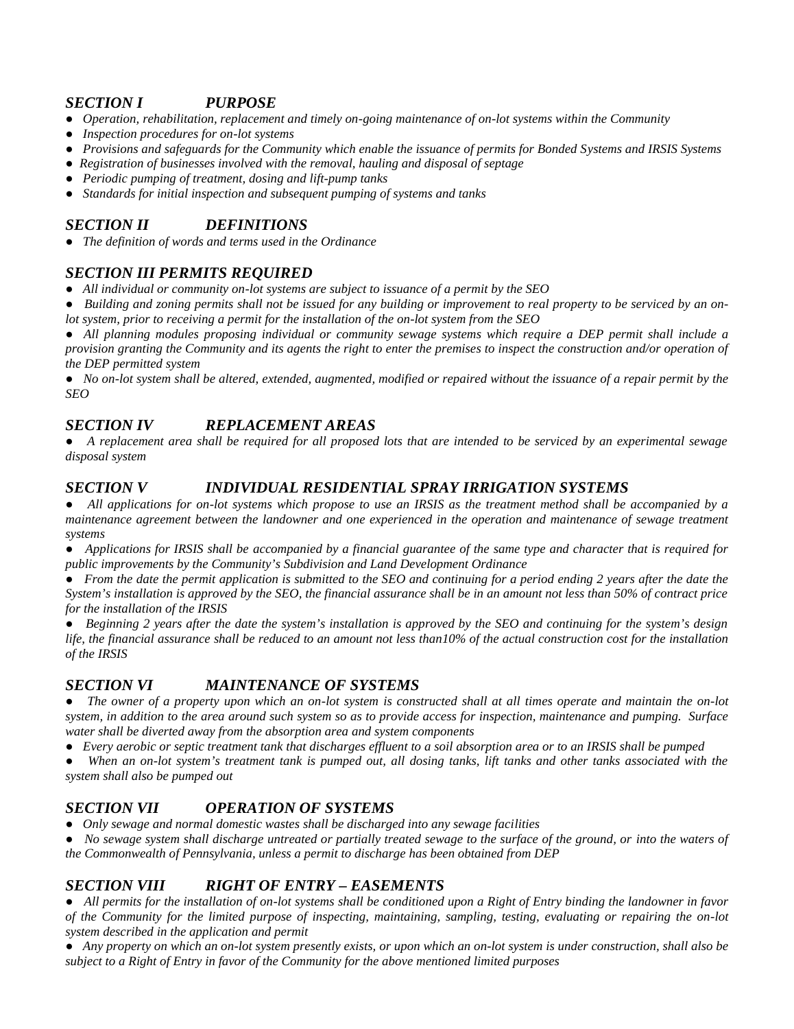## *SECTION I PURPOSE*

- *Operation, rehabilitation, replacement and timely on-going maintenance of on-lot systems within the Community*
- *Inspection procedures for on-lot systems*
- *Provisions and safeguards for the Community which enable the issuance of permits for Bonded Systems and IRSIS Systems*
- *Registration of businesses involved with the removal, hauling and disposal of septage*
- *Periodic pumping of treatment, dosing and lift-pump tanks*
- *Standards for initial inspection and subsequent pumping of systems and tanks*

## *SECTION II DEFINITIONS*

- *The definition of words and terms used in the Ordinance*

## *SECTION III PERMITS REQUIRED*

- *All individual or community on-lot systems are subject to issuance of a permit by the SEO*
- *Building and zoning permits shall not be issued for any building or improvement to real property to be serviced by an on-lot system, prior to receiving a permit for the installation of the on-lot system from the SEO*
- *All planning modules proposing individual or community sewage systems which require a DEP permit shall include a provision granting the Community and its agents the right to enter the premises to inspect the construction and/or operation of the DEP permitted system*
- *No on-lot system shall be altered, extended, augmented, modified or repaired without the issuance of a repair permit by the SEO*

## *SECTION IV REPLACEMENT AREAS*

- *A replacement area shall be required for all proposed lots that are intended to be serviced by an experimental sewage disposal system*

## *SECTION V INDIVIDUAL RESIDENTIAL SPRAY IRRIGATION SYSTEMS*

- *All applications for on-lot systems which propose to use an IRSIS as the treatment method shall be accompanied by a maintenance agreement between the landowner and one experienced in the operation and maintenance of sewage treatment systems*
- *Applications for IRSIS shall be accompanied by a financial guarantee of the same type and character that is required for public improvements by the Community's Subdivision and Land Development Ordinance*
- *From the date the permit application is submitted to the SEO and continuing for a period ending 2 years after the date the System's installation is approved by the SEO, the financial assurance shall be in an amount not less than 50% of contract price for the installation of the IRSIS*
- *Beginning 2 years after the date the system's installation is approved by the SEO and continuing for the system's design life, the financial assurance shall be reduced to an amount not less than10% of the actual construction cost for the installation of the IRSIS*

## *SECTION VI MAINTENANCE OF SYSTEMS*

- *The owner of a property upon which an on-lot system is constructed shall at all times operate and maintain the on-lot system, in addition to the area around such system so as to provide access for inspection, maintenance and pumping. Surface water shall be diverted away from the absorption area and system components*
- *Every aerobic or septic treatment tank that discharges effluent to a soil absorption area or to an IRSIS shall be pumped*
- *When an on-lot system's treatment tank is pumped out, all dosing tanks, lift tanks and other tanks associated with the system shall also be pumped out*

## *SECTION VII OPERATION OF SYSTEMS*

- *Only sewage and normal domestic wastes shall be discharged into any sewage facilities*
- *No sewage system shall discharge untreated or partially treated sewage to the surface of the ground, or into the waters of the Commonwealth of Pennsylvania, unless a permit to discharge has been obtained from DEP*

## *SECTION VIII RIGHT OF ENTRY – EASEMENTS*

- *All permits for the installation of on-lot systems shall be conditioned upon a Right of Entry binding the landowner in favor of the Community for the limited purpose of inspecting, maintaining, sampling, testing, evaluating or repairing the on-lot system described in the application and permit*
- *Any property on which an on-lot system presently exists, or upon which an on-lot system is under construction, shall also be subject to a Right of Entry in favor of the Community for the above mentioned limited purposes*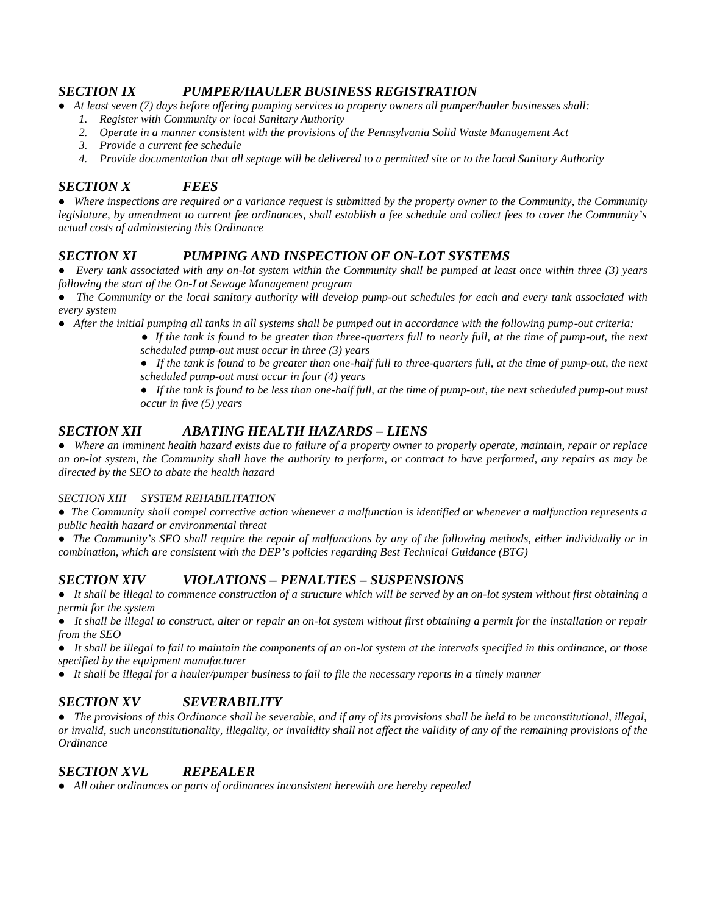## *SECTION IX PUMPER/HAULER BUSINESS REGISTRATION*

- *At least seven (7) days before offering pumping services to property owners all pumper/hauler businesses shall:*
  1. *Register with Community or local Sanitary Authority*
  2. *Operate in a manner consistent with the provisions of the Pennsylvania Solid Waste Management Act*
  3. *Provide a current fee schedule*
  4. *Provide documentation that all septage will be delivered to a permitted site or to the local Sanitary Authority*

## *SECTION X FEES*

- *Where inspections are required or a variance request is submitted by the property owner to the Community, the Community legislature, by amendment to current fee ordinances, shall establish a fee schedule and collect fees to cover the Community's actual costs of administering this Ordinance*

## *SECTION XI PUMPING AND INSPECTION OF ON-LOT SYSTEMS*

- *Every tank associated with any on-lot system within the Community shall be pumped at least once within three (3) years following the start of the On-Lot Sewage Management program*
- *The Community or the local sanitary authority will develop pump-out schedules for each and every tank associated with every system*
- *After the initial pumping all tanks in all systems shall be pumped out in accordance with the following pump-out criteria:*
  - *If the tank is found to be greater than three-quarters full to nearly full, at the time of pump-out, the next scheduled pump-out must occur in three (3) years*
  - *If the tank is found to be greater than one-half full to three-quarters full, at the time of pump-out, the next scheduled pump-out must occur in four (4) years*
  - *If the tank is found to be less than one-half full, at the time of pump-out, the next scheduled pump-out must occur in five (5) years*

## *SECTION XII ABATING HEALTH HAZARDS – LIENS*

- *Where an imminent health hazard exists due to failure of a property owner to properly operate, maintain, repair or replace an on-lot system, the Community shall have the authority to perform, or contract to have performed, any repairs as may be directed by the SEO to abate the health hazard*

*SECTION XIII SYSTEM REHABILITATION*

- *The Community shall compel corrective action whenever a malfunction is identified or whenever a malfunction represents a public health hazard or environmental threat*
- *The Community's SEO shall require the repair of malfunctions by any of the following methods, either individually or in combination, which are consistent with the DEP's policies regarding Best Technical Guidance (BTG)*

## *SECTION XIV VIOLATIONS – PENALTIES – SUSPENSIONS*

- *It shall be illegal to commence construction of a structure which will be served by an on-lot system without first obtaining a permit for the system*
- *It shall be illegal to construct, alter or repair an on-lot system without first obtaining a permit for the installation or repair from the SEO*
- *It shall be illegal to fail to maintain the components of an on-lot system at the intervals specified in this ordinance, or those specified by the equipment manufacturer*
- *It shall be illegal for a hauler/pumper business to fail to file the necessary reports in a timely manner*

## *SECTION XV SEVERABILITY*

- *The provisions of this Ordinance shall be severable, and if any of its provisions shall be held to be unconstitutional, illegal, or invalid, such unconstitutionality, illegality, or invalidity shall not affect the validity of any of the remaining provisions of the Ordinance*

## *SECTION XVL REPEALER*

- *All other ordinances or parts of ordinances inconsistent herewith are hereby repealed*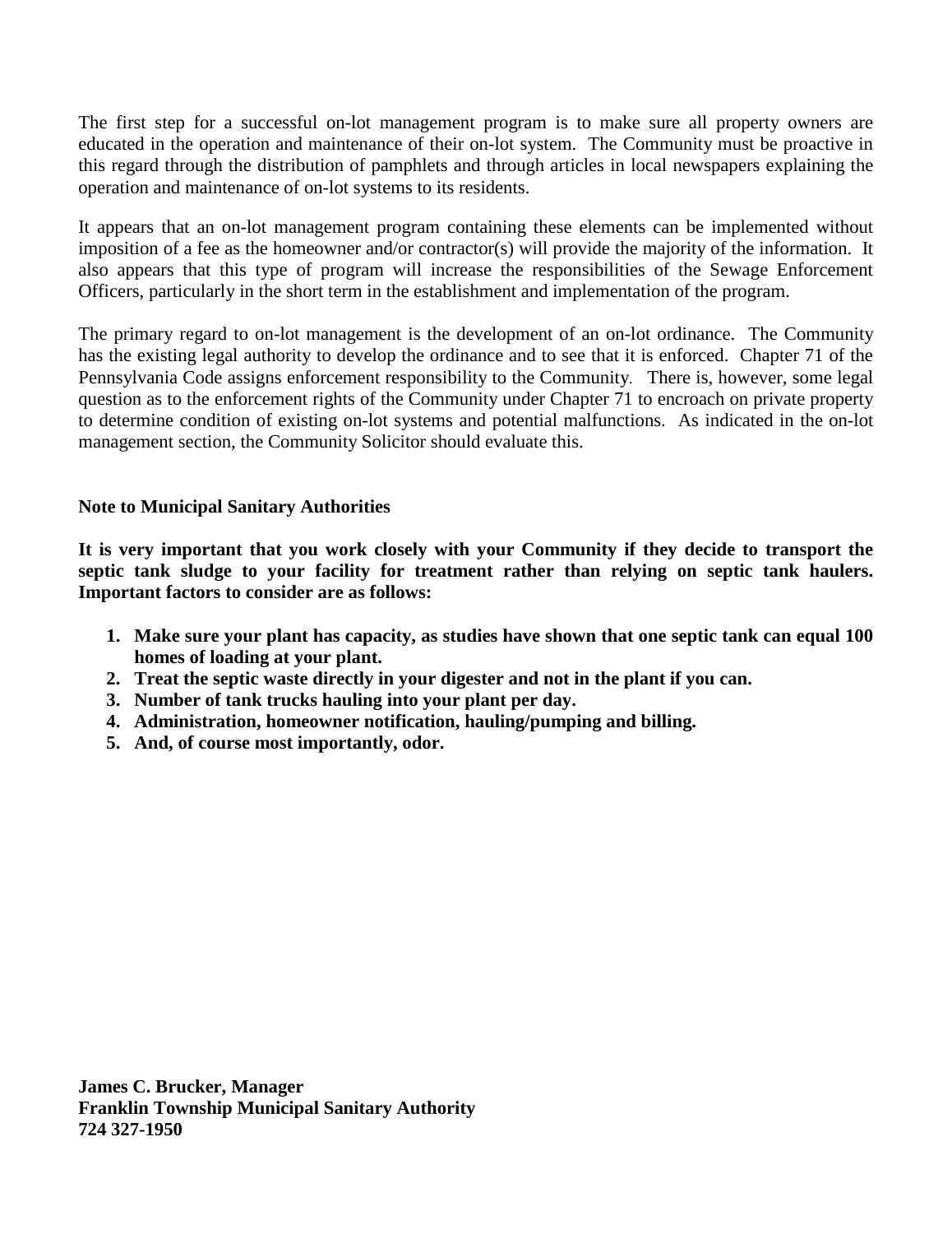The first step for a successful on-lot management program is to make sure all property owners are educated in the operation and maintenance of their on-lot system. The Community must be proactive in this regard through the distribution of pamphlets and through articles in local newspapers explaining the operation and maintenance of on-lot systems to its residents.

It appears that an on-lot management program containing these elements can be implemented without imposition of a fee as the homeowner and/or contractor(s) will provide the majority of the information. It also appears that this type of program will increase the responsibilities of the Sewage Enforcement Officers, particularly in the short term in the establishment and implementation of the program.

The primary regard to on-lot management is the development of an on-lot ordinance. The Community has the existing legal authority to develop the ordinance and to see that it is enforced. Chapter 71 of the Pennsylvania Code assigns enforcement responsibility to the Community. There is, however, some legal question as to the enforcement rights of the Community under Chapter 71 to encroach on private property to determine condition of existing on-lot systems and potential malfunctions. As indicated in the on-lot management section, the Community Solicitor should evaluate this.

**Note to Municipal Sanitary Authorities**

**It is very important that you work closely with your Community if they decide to transport the septic tank sludge to your facility for treatment rather than relying on septic tank haulers. Important factors to consider are as follows:**

1. **Make sure your plant has capacity, as studies have shown that one septic tank can equal 100 homes of loading at your plant.**
2. **Treat the septic waste directly in your digester and not in the plant if you can.**
3. **Number of tank trucks hauling into your plant per day.**
4. **Administration, homeowner notification, hauling/pumping and billing.**
5. **And, of course most importantly, odor.**

**James C. Brucker, Manager**
**Franklin Township Municipal Sanitary Authority**
**724 327-1950**